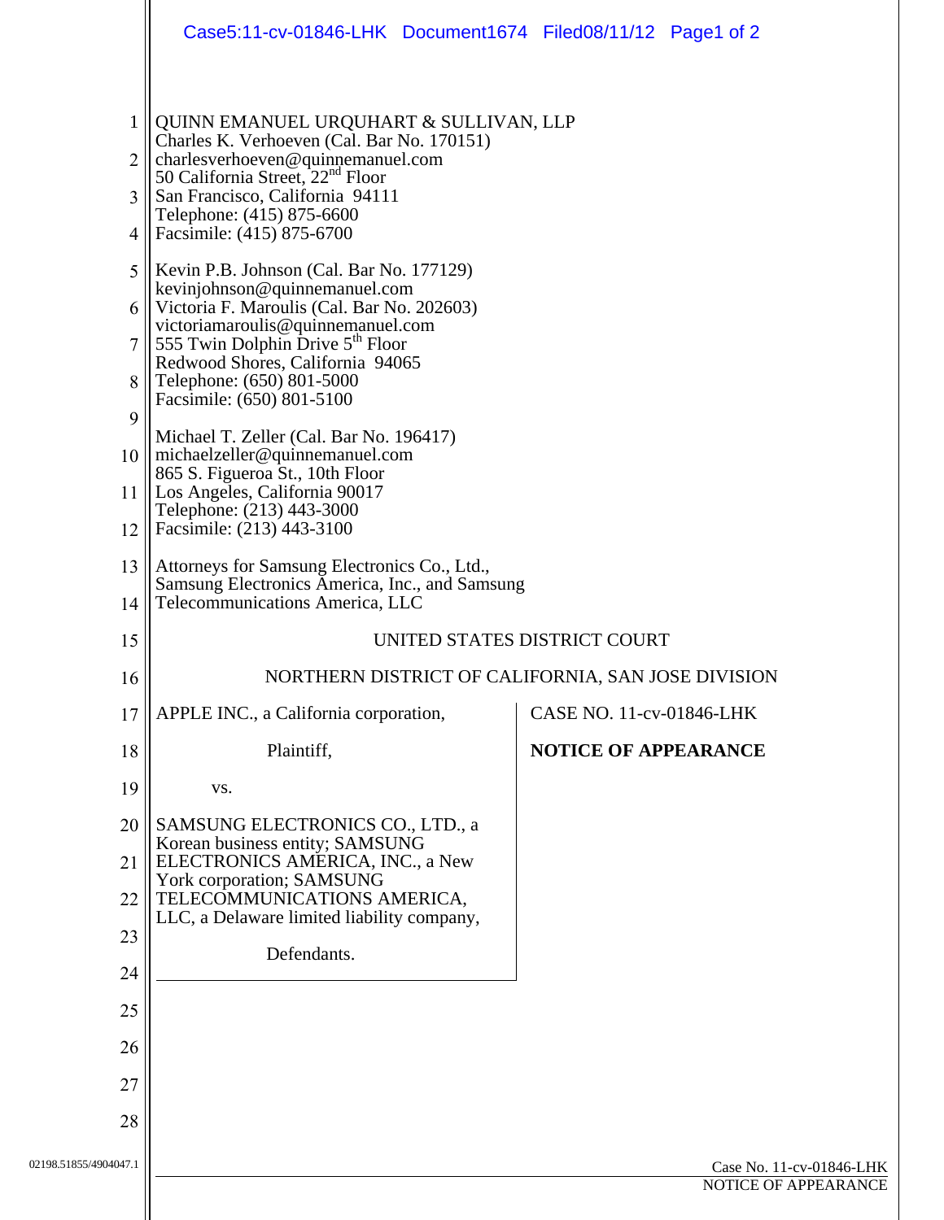QUINN EMANUEL URQUHART & SULLIVAN, LLP
Charles K. Verhoeven (Cal. Bar No. 170151)
charlesverhoeven@quinnemanuel.com
50 California Street, 22nd Floor
San Francisco, California 94111
Telephone: (415) 875-6600
Facsimile: (415) 875-6700

Kevin P.B. Johnson (Cal. Bar No. 177129)
kevinjohnson@quinnemanuel.com
Victoria F. Maroulis (Cal. Bar No. 202603)
victoriamaroulis@quinnemanuel.com
555 Twin Dolphin Drive 5th Floor
Redwood Shores, California 94065
Telephone: (650) 801-5000
Facsimile: (650) 801-5100

Michael T. Zeller (Cal. Bar No. 196417)
michaelzeller@quinnemanuel.com
865 S. Figueroa St., 10th Floor
Los Angeles, California 90017
Telephone: (213) 443-3000
Facsimile: (213) 443-3100

Attorneys for Samsung Electronics Co., Ltd., Samsung Electronics America, Inc., and Samsung Telecommunications America, LLC

UNITED STATES DISTRICT COURT

NORTHERN DISTRICT OF CALIFORNIA, SAN JOSE DIVISION

APPLE INC., a California corporation,

Plaintiff,

vs.

SAMSUNG ELECTRONICS CO., LTD., a Korean business entity; SAMSUNG ELECTRONICS AMERICA, INC., a New York corporation; SAMSUNG TELECOMMUNICATIONS AMERICA, LLC, a Delaware limited liability company,

Defendants.

CASE NO. 11-cv-01846-LHK

**NOTICE OF APPEARANCE**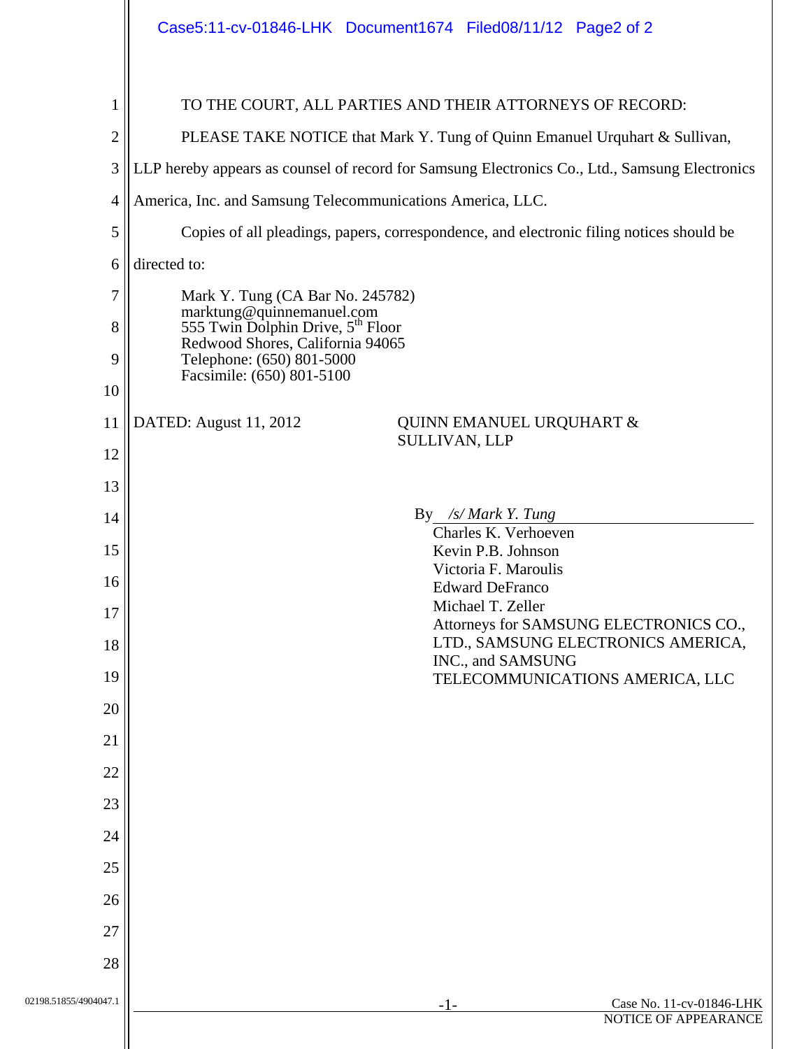TO THE COURT, ALL PARTIES AND THEIR ATTORNEYS OF RECORD:

PLEASE TAKE NOTICE that Mark Y. Tung of Quinn Emanuel Urquhart & Sullivan, LLP hereby appears as counsel of record for Samsung Electronics Co., Ltd., Samsung Electronics America, Inc. and Samsung Telecommunications America, LLC.

Copies of all pleadings, papers, correspondence, and electronic filing notices should be directed to:

Mark Y. Tung (CA Bar No. 245782)
marktung@quinnemanuel.com
555 Twin Dolphin Drive, 5th Floor
Redwood Shores, California 94065
Telephone: (650) 801-5000
Facsimile: (650) 801-5100

DATED: August 11, 2012

QUINN EMANUEL URQUHART & SULLIVAN, LLP

By *\/s/ Mark Y. Tung*
Charles K. Verhoeven
Kevin P.B. Johnson
Victoria F. Maroulis
Edward DeFranco
Michael T. Zeller
Attorneys for SAMSUNG ELECTRONICS CO., LTD., SAMSUNG ELECTRONICS AMERICA, INC., and SAMSUNG TELECOMMUNICATIONS AMERICA, LLC

02198.51855/4904047.1

Case No. 11-cv-01846-LHK
NOTICE OF APPEARANCE